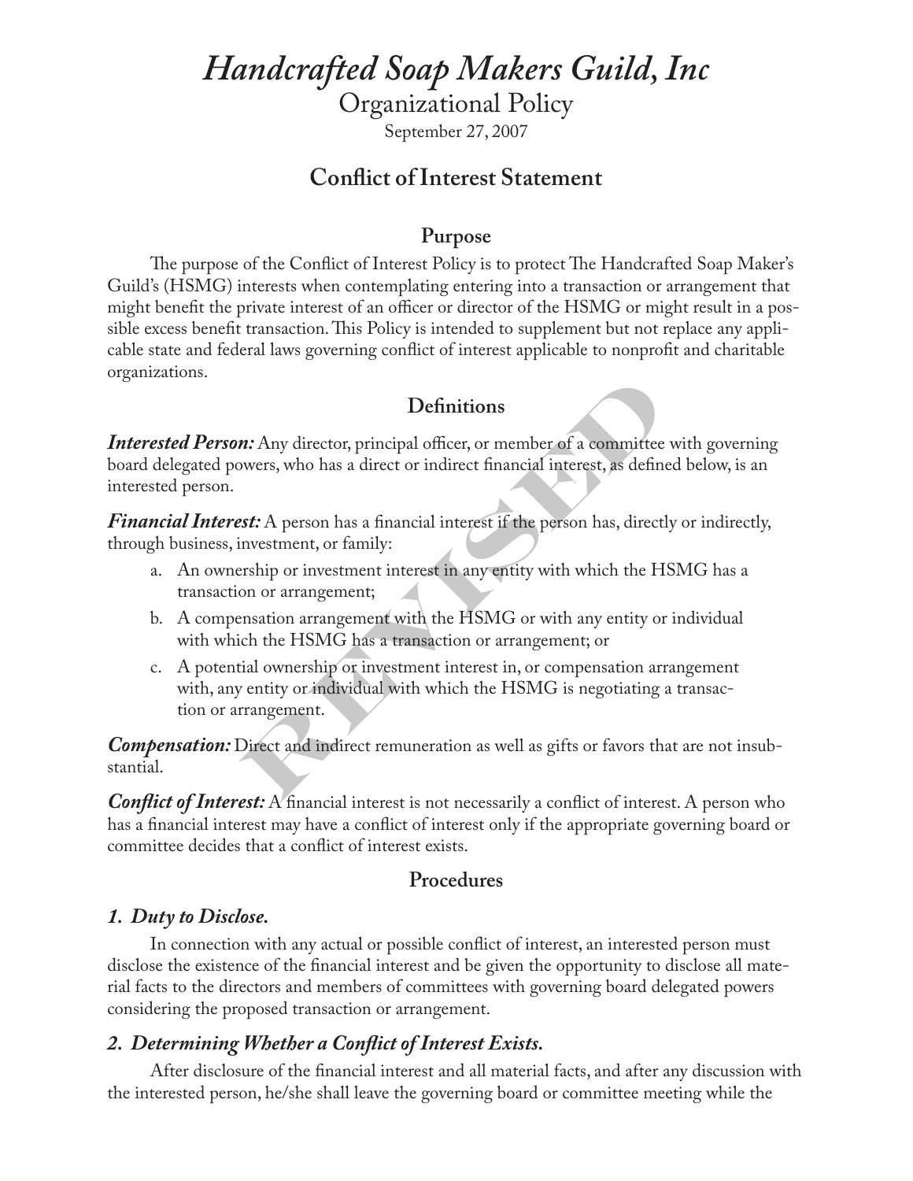# *Handcrafted Soap Makers Guild, Inc*

Organizational Policy

September 27, 2007

## Conflict of Interest Statement

### Purpose

The purpose of the Conflict of Interest Policy is to protect The Handcrafted Soap Maker's Guild's (HSMG) interests when contemplating entering into a transaction or arrangement that might benefit the private interest of an officer or director of the HSMG or might result in a possible excess benefit transaction. This Policy is intended to supplement but not replace any applicable state and federal laws governing conflict of interest applicable to nonprofit and charitable organizations.

### Definitions

***Interested Person:*** Any director, principal officer, or member of a committee with governing board delegated powers, who has a direct or indirect financial interest, as defined below, is an interested person.

***Financial Interest:*** A person has a financial interest if the person has, directly or indirectly, through business, investment, or family:

a. An ownership or investment interest in any entity with which the HSMG has a transaction or arrangement;
b. A compensation arrangement with the HSMG or with any entity or individual with which the HSMG has a transaction or arrangement; or
c. A potential ownership or investment interest in, or compensation arrangement with, any entity or individual with which the HSMG is negotiating a transaction or arrangement.

***Compensation:*** Direct and indirect remuneration as well as gifts or favors that are not insubstantial.

***Conflict of Interest:*** A financial interest is not necessarily a conflict of interest. A person who has a financial interest may have a conflict of interest only if the appropriate governing board or committee decides that a conflict of interest exists.

### Procedures

#### *1. Duty to Disclose.*

In connection with any actual or possible conflict of interest, an interested person must disclose the existence of the financial interest and be given the opportunity to disclose all material facts to the directors and members of committees with governing board delegated powers considering the proposed transaction or arrangement.

#### *2. Determining Whether a Conflict of Interest Exists.*

After disclosure of the financial interest and all material facts, and after any discussion with the interested person, he/she shall leave the governing board or committee meeting while the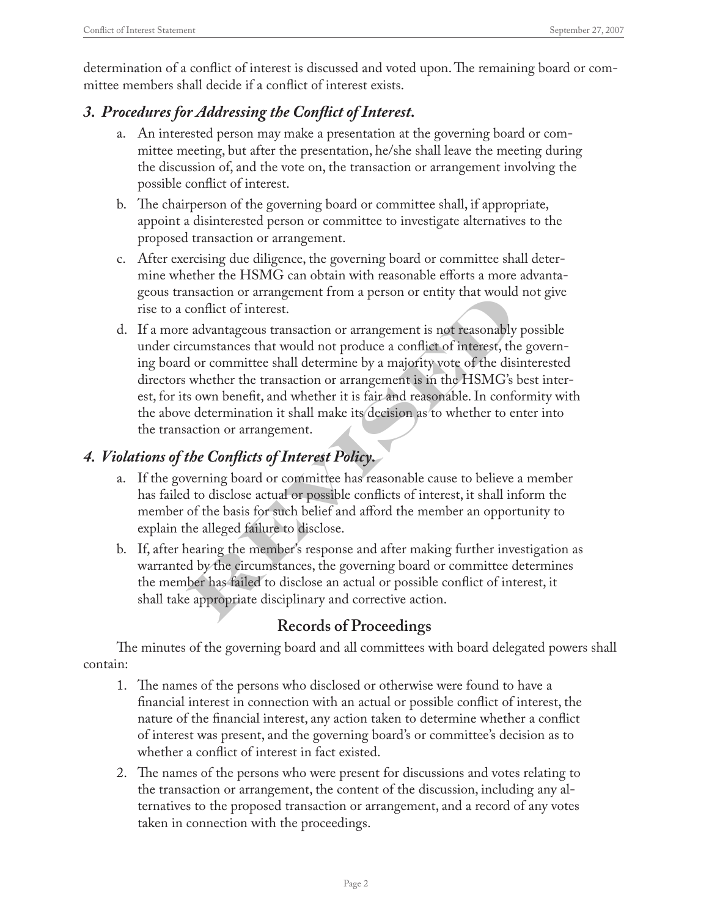determination of a conflict of interest is discussed and voted upon. The remaining board or committee members shall decide if a conflict of interest exists.

### *3. Procedures for Addressing the Conflict of Interest.*

a. An interested person may make a presentation at the governing board or committee meeting, but after the presentation, he/she shall leave the meeting during the discussion of, and the vote on, the transaction or arrangement involving the possible conflict of interest.

b. The chairperson of the governing board or committee shall, if appropriate, appoint a disinterested person or committee to investigate alternatives to the proposed transaction or arrangement.

c. After exercising due diligence, the governing board or committee shall determine whether the HSMG can obtain with reasonable efforts a more advantageous transaction or arrangement from a person or entity that would not give rise to a conflict of interest.

d. If a more advantageous transaction or arrangement is not reasonably possible under circumstances that would not produce a conflict of interest, the governing board or committee shall determine by a majority vote of the disinterested directors whether the transaction or arrangement is in the HSMG's best interest, for its own benefit, and whether it is fair and reasonable. In conformity with the above determination it shall make its decision as to whether to enter into the transaction or arrangement.

### *4. Violations of the Conflicts of Interest Policy.*

a. If the governing board or committee has reasonable cause to believe a member has failed to disclose actual or possible conflicts of interest, it shall inform the member of the basis for such belief and afford the member an opportunity to explain the alleged failure to disclose.

b. If, after hearing the member's response and after making further investigation as warranted by the circumstances, the governing board or committee determines the member has failed to disclose an actual or possible conflict of interest, it shall take appropriate disciplinary and corrective action.

## Records of Proceedings

The minutes of the governing board and all committees with board delegated powers shall contain:

1. The names of the persons who disclosed or otherwise were found to have a financial interest in connection with an actual or possible conflict of interest, the nature of the financial interest, any action taken to determine whether a conflict of interest was present, and the governing board's or committee's decision as to whether a conflict of interest in fact existed.

2. The names of the persons who were present for discussions and votes relating to the transaction or arrangement, the content of the discussion, including any alternatives to the proposed transaction or arrangement, and a record of any votes taken in connection with the proceedings.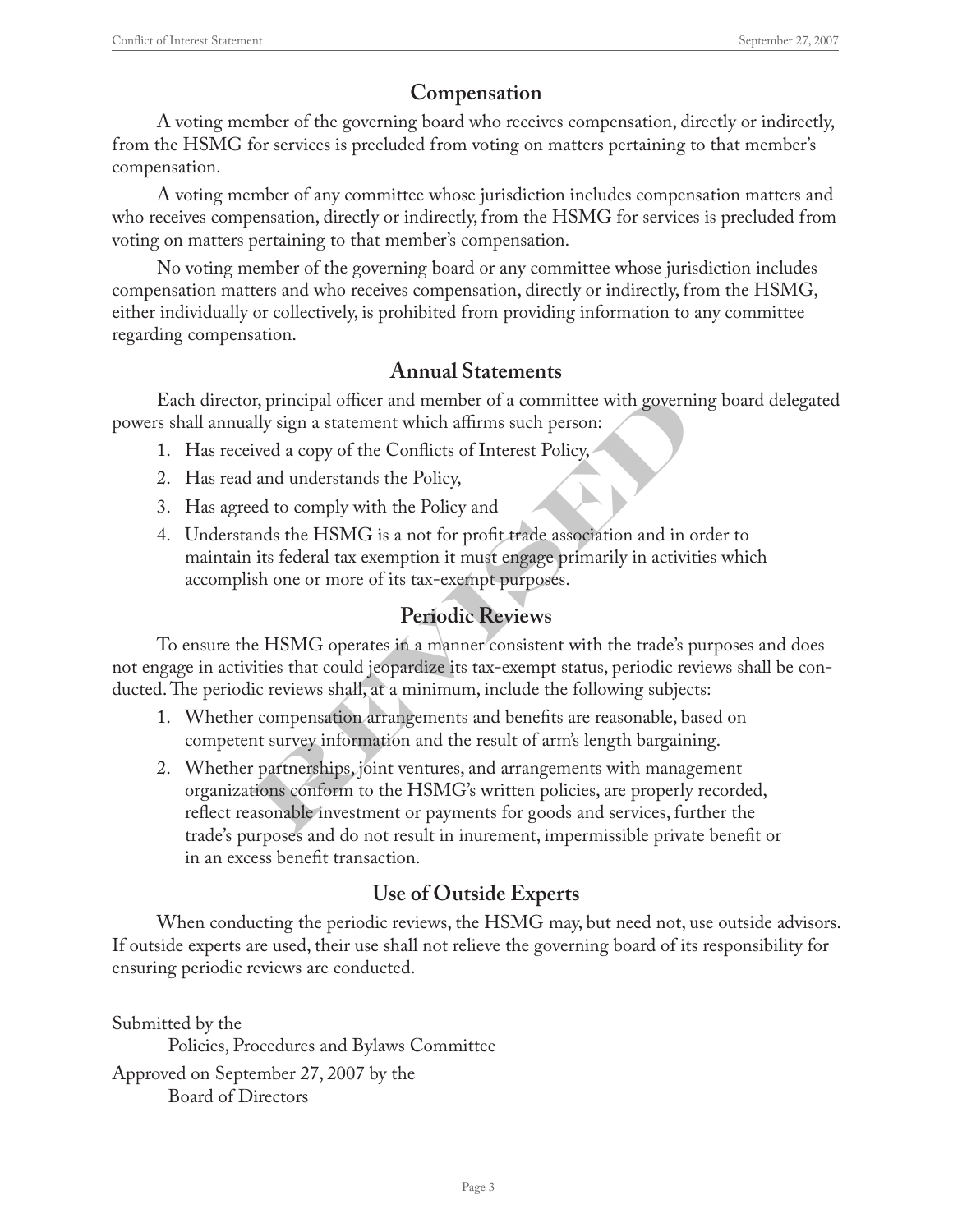## Compensation

A voting member of the governing board who receives compensation, directly or indirectly, from the HSMG for services is precluded from voting on matters pertaining to that member's compensation.

A voting member of any committee whose jurisdiction includes compensation matters and who receives compensation, directly or indirectly, from the HSMG for services is precluded from voting on matters pertaining to that member's compensation.

No voting member of the governing board or any committee whose jurisdiction includes compensation matters and who receives compensation, directly or indirectly, from the HSMG, either individually or collectively, is prohibited from providing information to any committee regarding compensation.

## Annual Statements

Each director, principal officer and member of a committee with governing board delegated powers shall annually sign a statement which affirms such person:

1. Has received a copy of the Conflicts of Interest Policy,
2. Has read and understands the Policy,
3. Has agreed to comply with the Policy and
4. Understands the HSMG is a not for profit trade association and in order to maintain its federal tax exemption it must engage primarily in activities which accomplish one or more of its tax-exempt purposes.

## Periodic Reviews

To ensure the HSMG operates in a manner consistent with the trade's purposes and does not engage in activities that could jeopardize its tax-exempt status, periodic reviews shall be conducted. The periodic reviews shall, at a minimum, include the following subjects:

1. Whether compensation arrangements and benefits are reasonable, based on competent survey information and the result of arm's length bargaining.
2. Whether partnerships, joint ventures, and arrangements with management organizations conform to the HSMG's written policies, are properly recorded, reflect reasonable investment or payments for goods and services, further the trade's purposes and do not result in inurement, impermissible private benefit or in an excess benefit transaction.

## Use of Outside Experts

When conducting the periodic reviews, the HSMG may, but need not, use outside advisors. If outside experts are used, their use shall not relieve the governing board of its responsibility for ensuring periodic reviews are conducted.

Submitted by the
Policies, Procedures and Bylaws Committee
Approved on September 27, 2007 by the
Board of Directors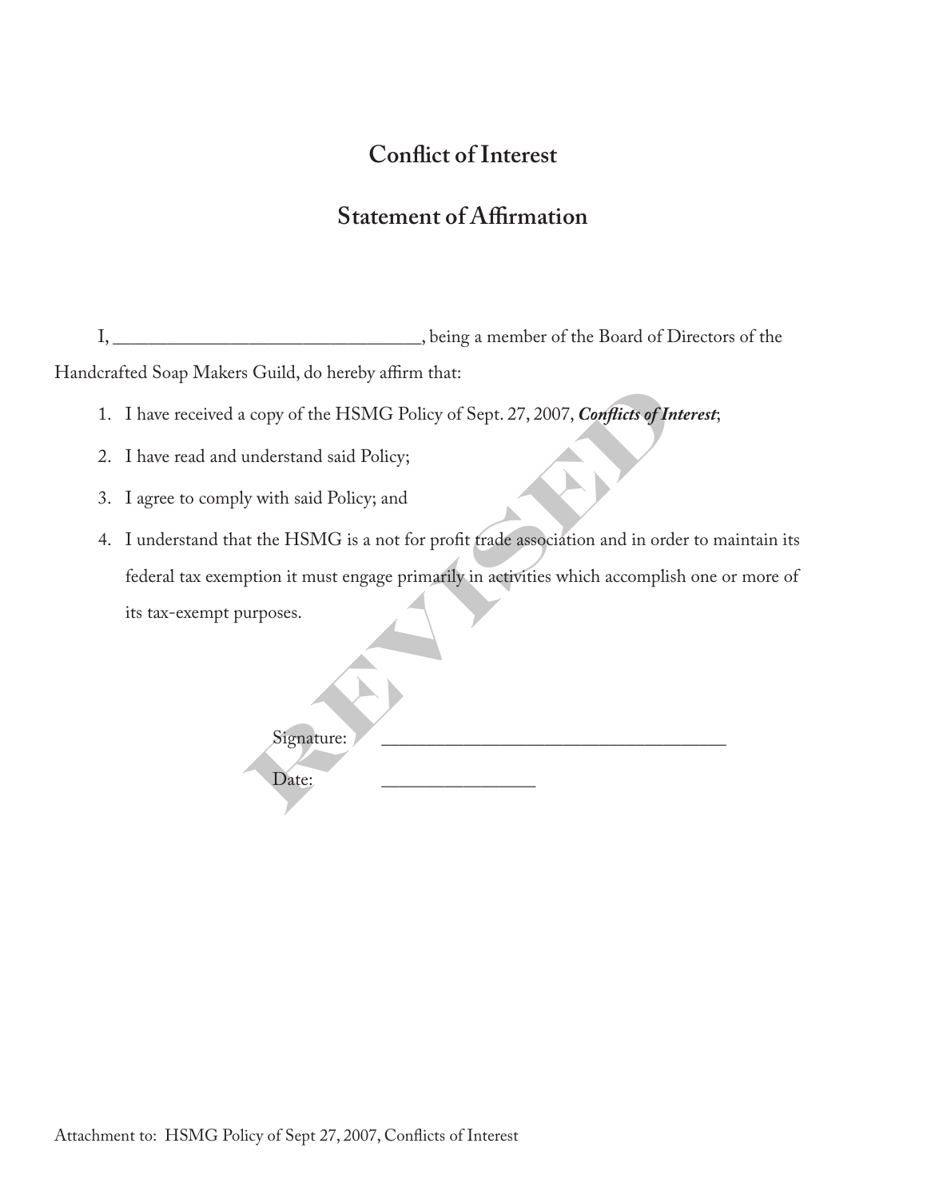# Conflict of Interest

## Statement of Affirmation

I, \_\_\_\_\_\_\_\_\_\_\_\_\_\_\_\_\_\_\_\_\_\_\_\_\_\_\_\_\_\_\_\_, being a member of the Board of Directors of the Handcrafted Soap Makers Guild, do hereby affirm that:

1. I have received a copy of the HSMG Policy of Sept. 27, 2007, ***Conflicts of Interest***;
2. I have read and understand said Policy;
3. I agree to comply with said Policy; and
4. I understand that the HSMG is a not for profit trade association and in order to maintain its federal tax exemption it must engage primarily in activities which accomplish one or more of its tax-exempt purposes.

REVISED

Signature: \_\_\_\_\_\_\_\_\_\_\_\_\_\_\_\_\_\_\_\_\_\_\_\_\_\_\_\_\_\_\_\_\_\_\_\_

Date: \_\_\_\_\_\_\_\_\_\_\_\_\_\_\_\_

Attachment to: HSMG Policy of Sept 27, 2007, Conflicts of Interest